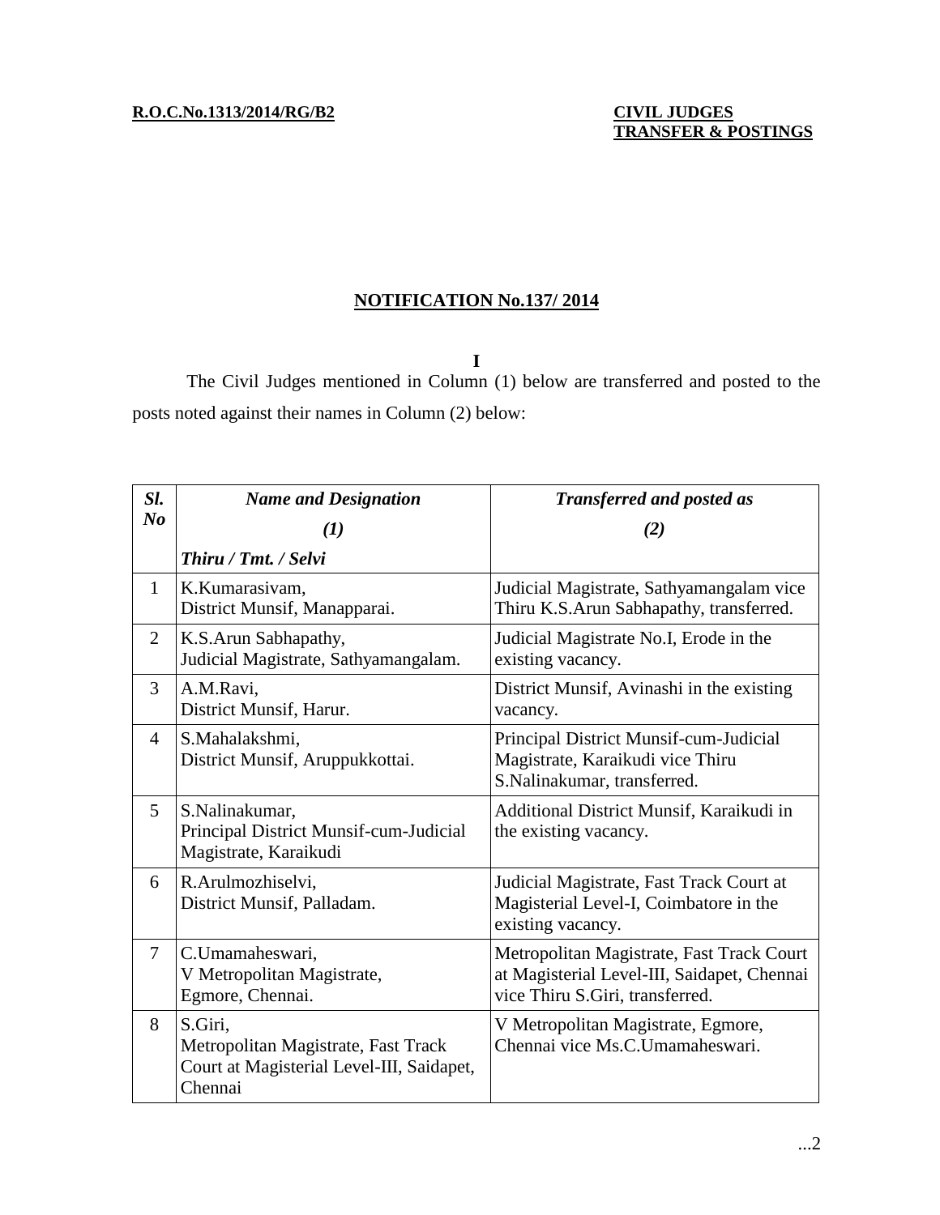**R.O.C.No.1313/2014/RG/B2**

**CIVIL JUDGES**
**TRANSFER & POSTINGS**

## NOTIFICATION No.137/ 2014

**I**

The Civil Judges mentioned in Column (1) below are transferred and posted to the posts noted against their names in Column (2) below:

| *Sl. No* | *Name and Designation*<br>*(1)*<br>*Thiru / Tmt. / Selvi* | *Transferred and posted as*<br>*(2)* |
|---|---|---|
| 1 | K.Kumarasivam,<br>District Munsif, Manapparai. | Judicial Magistrate, Sathyamangalam vice Thiru K.S.Arun Sabhapathy, transferred. |
| 2 | K.S.Arun Sabhapathy,<br>Judicial Magistrate, Sathyamangalam. | Judicial Magistrate No.I, Erode in the existing vacancy. |
| 3 | A.M.Ravi,<br>District Munsif, Harur. | District Munsif, Avinashi in the existing vacancy. |
| 4 | S.Mahalakshmi,<br>District Munsif, Aruppukkottai. | Principal District Munsif-cum-Judicial Magistrate, Karaikudi vice Thiru S.Nalinakumar, transferred. |
| 5 | S.Nalinakumar,<br>Principal District Munsif-cum-Judicial Magistrate, Karaikudi | Additional District Munsif, Karaikudi in the existing vacancy. |
| 6 | R.Arulmozhiselvi,<br>District Munsif, Palladam. | Judicial Magistrate, Fast Track Court at Magisterial Level-I, Coimbatore in the existing vacancy. |
| 7 | C.Umamaheswari,<br>V Metropolitan Magistrate,<br>Egmore, Chennai. | Metropolitan Magistrate, Fast Track Court at Magisterial Level-III, Saidapet, Chennai vice Thiru S.Giri, transferred. |
| 8 | S.Giri,<br>Metropolitan Magistrate, Fast Track Court at Magisterial Level-III, Saidapet, Chennai | V Metropolitan Magistrate, Egmore, Chennai vice Ms.C.Umamaheswari. |

...2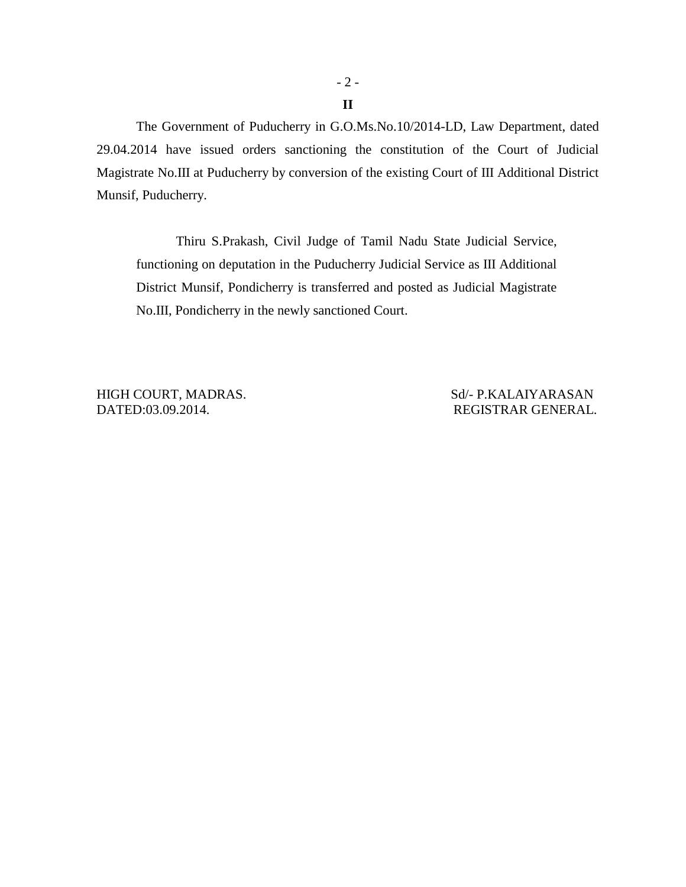## II

The Government of Puducherry in G.O.Ms.No.10/2014-LD, Law Department, dated 29.04.2014 have issued orders sanctioning the constitution of the Court of Judicial Magistrate No.III at Puducherry by conversion of the existing Court of III Additional District Munsif, Puducherry.

> Thiru S.Prakash, Civil Judge of Tamil Nadu State Judicial Service, functioning on deputation in the Puducherry Judicial Service as III Additional District Munsif, Pondicherry is transferred and posted as Judicial Magistrate No.III, Pondicherry in the newly sanctioned Court.

HIGH COURT, MADRAS.
DATED:03.09.2014.

Sd/- P.KALAIYARASAN
REGISTRAR GENERAL.